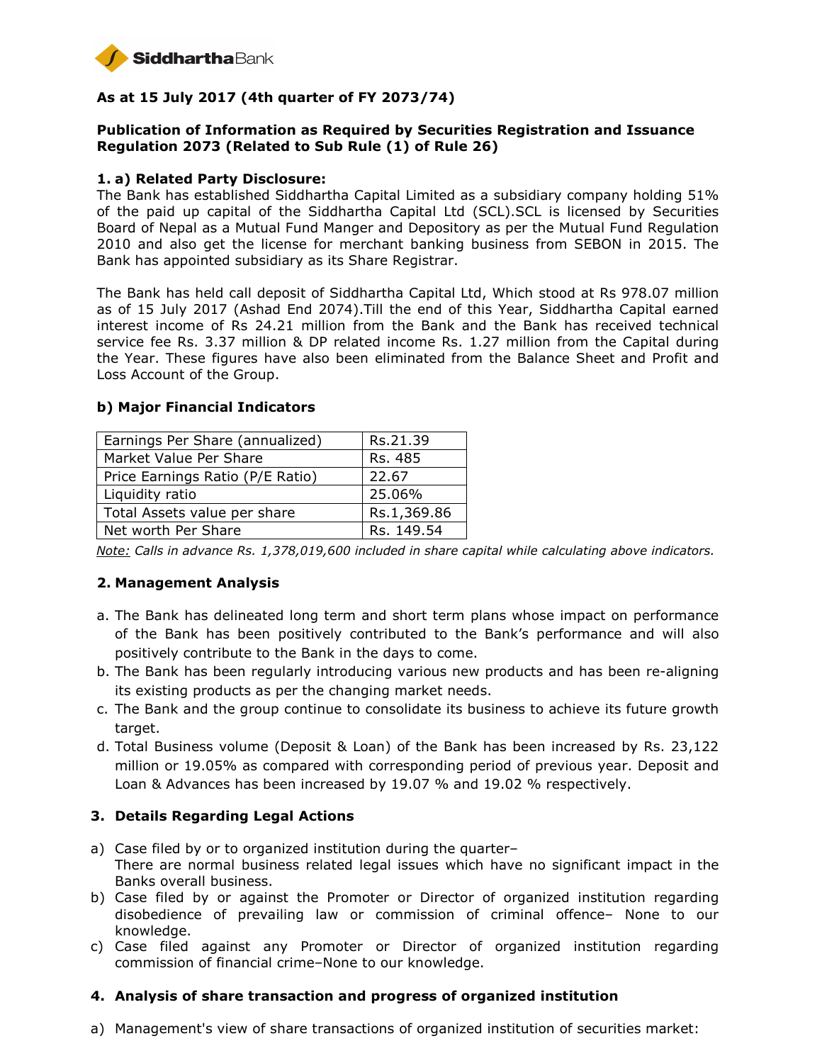**As at 15 July 2017 (4th quarter of FY 2073/74)**

**Publication of Information as Required by Securities Registration and Issuance Regulation 2073 (Related to Sub Rule (1) of Rule 26)**

**1. a) Related Party Disclosure:**

The Bank has established Siddhartha Capital Limited as a subsidiary company holding 51% of the paid up capital of the Siddhartha Capital Ltd (SCL).SCL is licensed by Securities Board of Nepal as a Mutual Fund Manger and Depository as per the Mutual Fund Regulation 2010 and also get the license for merchant banking business from SEBON in 2015. The Bank has appointed subsidiary as its Share Registrar.

The Bank has held call deposit of Siddhartha Capital Ltd, Which stood at Rs 978.07 million as of 15 July 2017 (Ashad End 2074).Till the end of this Year, Siddhartha Capital earned interest income of Rs 24.21 million from the Bank and the Bank has received technical service fee Rs. 3.37 million & DP related income Rs. 1.27 million from the Capital during the Year. These figures have also been eliminated from the Balance Sheet and Profit and Loss Account of the Group.

**b) Major Financial Indicators**

| | |
|---|---|
| Earnings Per Share (annualized) | Rs.21.39 |
| Market Value Per Share | Rs. 485 |
| Price Earnings Ratio (P/E Ratio) | 22.67 |
| Liquidity ratio | 25.06% |
| Total Assets value per share | Rs.1,369.86 |
| Net worth Per Share | Rs. 149.54 |

*Note: Calls in advance Rs. 1,378,019,600 included in share capital while calculating above indicators.*

**2. Management Analysis**

a. The Bank has delineated long term and short term plans whose impact on performance of the Bank has been positively contributed to the Bank's performance and will also positively contribute to the Bank in the days to come.
b. The Bank has been regularly introducing various new products and has been re-aligning its existing products as per the changing market needs.
c. The Bank and the group continue to consolidate its business to achieve its future growth target.
d. Total Business volume (Deposit & Loan) of the Bank has been increased by Rs. 23,122 million or 19.05% as compared with corresponding period of previous year. Deposit and Loan & Advances has been increased by 19.07 % and 19.02 % respectively.

**3. Details Regarding Legal Actions**

a) Case filed by or to organized institution during the quarter–
There are normal business related legal issues which have no significant impact in the Banks overall business.
b) Case filed by or against the Promoter or Director of organized institution regarding disobedience of prevailing law or commission of criminal offence– None to our knowledge.
c) Case filed against any Promoter or Director of organized institution regarding commission of financial crime–None to our knowledge.

**4. Analysis of share transaction and progress of organized institution**

a) Management's view of share transactions of organized institution of securities market: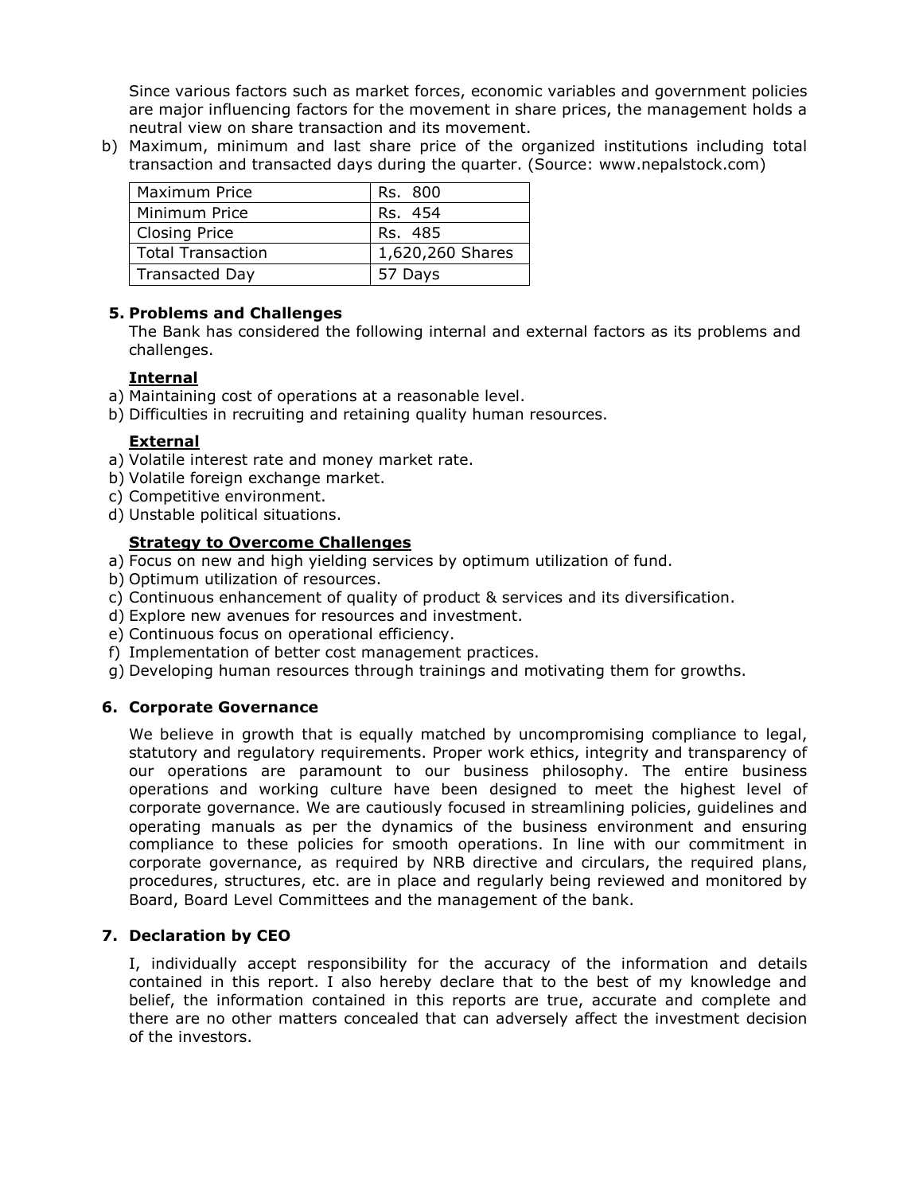Since various factors such as market forces, economic variables and government policies are major influencing factors for the movement in share prices, the management holds a neutral view on share transaction and its movement.

b) Maximum, minimum and last share price of the organized institutions including total transaction and transacted days during the quarter. (Source: www.nepalstock.com)

| | |
|---|---|
| Maximum Price | Rs. 800 |
| Minimum Price | Rs. 454 |
| Closing Price | Rs. 485 |
| Total Transaction | 1,620,260 Shares |
| Transacted Day | 57 Days |

## 5. Problems and Challenges

The Bank has considered the following internal and external factors as its problems and challenges.

**Internal**

a) Maintaining cost of operations at a reasonable level.
b) Difficulties in recruiting and retaining quality human resources.

**External**

a) Volatile interest rate and money market rate.
b) Volatile foreign exchange market.
c) Competitive environment.
d) Unstable political situations.

**Strategy to Overcome Challenges**

a) Focus on new and high yielding services by optimum utilization of fund.
b) Optimum utilization of resources.
c) Continuous enhancement of quality of product & services and its diversification.
d) Explore new avenues for resources and investment.
e) Continuous focus on operational efficiency.
f) Implementation of better cost management practices.
g) Developing human resources through trainings and motivating them for growths.

## 6. Corporate Governance

We believe in growth that is equally matched by uncompromising compliance to legal, statutory and regulatory requirements. Proper work ethics, integrity and transparency of our operations are paramount to our business philosophy. The entire business operations and working culture have been designed to meet the highest level of corporate governance. We are cautiously focused in streamlining policies, guidelines and operating manuals as per the dynamics of the business environment and ensuring compliance to these policies for smooth operations. In line with our commitment in corporate governance, as required by NRB directive and circulars, the required plans, procedures, structures, etc. are in place and regularly being reviewed and monitored by Board, Board Level Committees and the management of the bank.

## 7. Declaration by CEO

I, individually accept responsibility for the accuracy of the information and details contained in this report. I also hereby declare that to the best of my knowledge and belief, the information contained in this reports are true, accurate and complete and there are no other matters concealed that can adversely affect the investment decision of the investors.